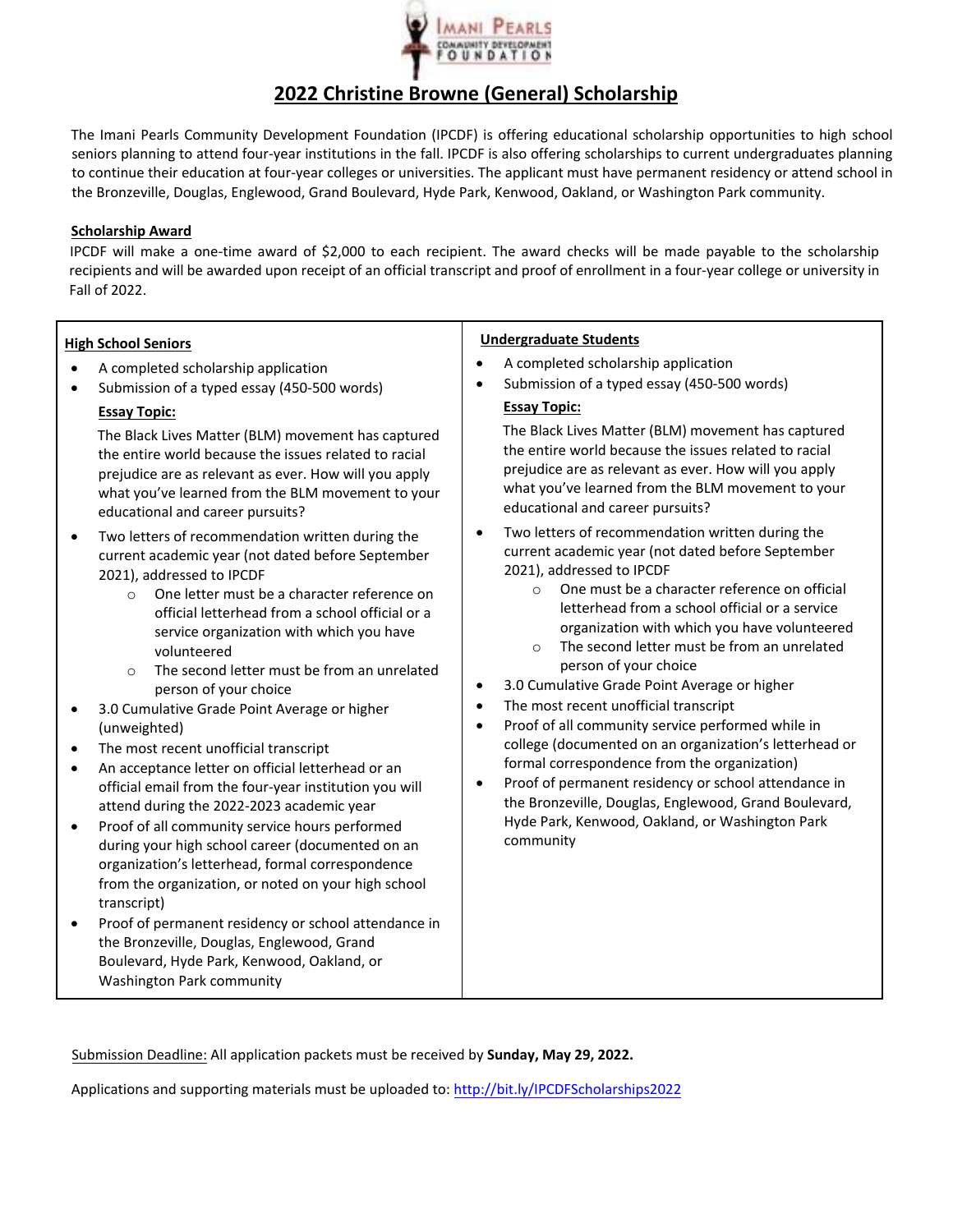Imani Pearls Community Development Foundation

# 2022 Christine Browne (General) Scholarship

The Imani Pearls Community Development Foundation (IPCDF) is offering educational scholarship opportunities to high school seniors planning to attend four-year institutions in the fall. IPCDF is also offering scholarships to current undergraduates planning to continue their education at four-year colleges or universities. The applicant must have permanent residency or attend school in the Bronzeville, Douglas, Englewood, Grand Boulevard, Hyde Park, Kenwood, Oakland, or Washington Park community.

**Scholarship Award**

IPCDF will make a one-time award of $2,000 to each recipient. The award checks will be made payable to the scholarship recipients and will be awarded upon receipt of an official transcript and proof of enrollment in a four-year college or university in Fall of 2022.

**High School Seniors**

- A completed scholarship application
- Submission of a typed essay (450-500 words)

  **Essay Topic:**

  The Black Lives Matter (BLM) movement has captured the entire world because the issues related to racial prejudice are as relevant as ever. How will you apply what you've learned from the BLM movement to your educational and career pursuits?
- Two letters of recommendation written during the current academic year (not dated before September 2021), addressed to IPCDF
  - One letter must be a character reference on official letterhead from a school official or a service organization with which you have volunteered
  - The second letter must be from an unrelated person of your choice
- 3.0 Cumulative Grade Point Average or higher (unweighted)
- The most recent unofficial transcript
- An acceptance letter on official letterhead or an official email from the four-year institution you will attend during the 2022-2023 academic year
- Proof of all community service hours performed during your high school career (documented on an organization's letterhead, formal correspondence from the organization, or noted on your high school transcript)
- Proof of permanent residency or school attendance in the Bronzeville, Douglas, Englewood, Grand Boulevard, Hyde Park, Kenwood, Oakland, or Washington Park community

**Undergraduate Students**

- A completed scholarship application
- Submission of a typed essay (450-500 words)

  **Essay Topic:**

  The Black Lives Matter (BLM) movement has captured the entire world because the issues related to racial prejudice are as relevant as ever. How will you apply what you've learned from the BLM movement to your educational and career pursuits?
- Two letters of recommendation written during the current academic year (not dated before September 2021), addressed to IPCDF
  - One must be a character reference on official letterhead from a school official or a service organization with which you have volunteered
  - The second letter must be from an unrelated person of your choice
- 3.0 Cumulative Grade Point Average or higher
- The most recent unofficial transcript
- Proof of all community service performed while in college (documented on an organization's letterhead or formal correspondence from the organization)
- Proof of permanent residency or school attendance in the Bronzeville, Douglas, Englewood, Grand Boulevard, Hyde Park, Kenwood, Oakland, or Washington Park community

Submission Deadline: All application packets must be received by **Sunday, May 29, 2022.**

Applications and supporting materials must be uploaded to: http://bit.ly/IPCDFScholarships2022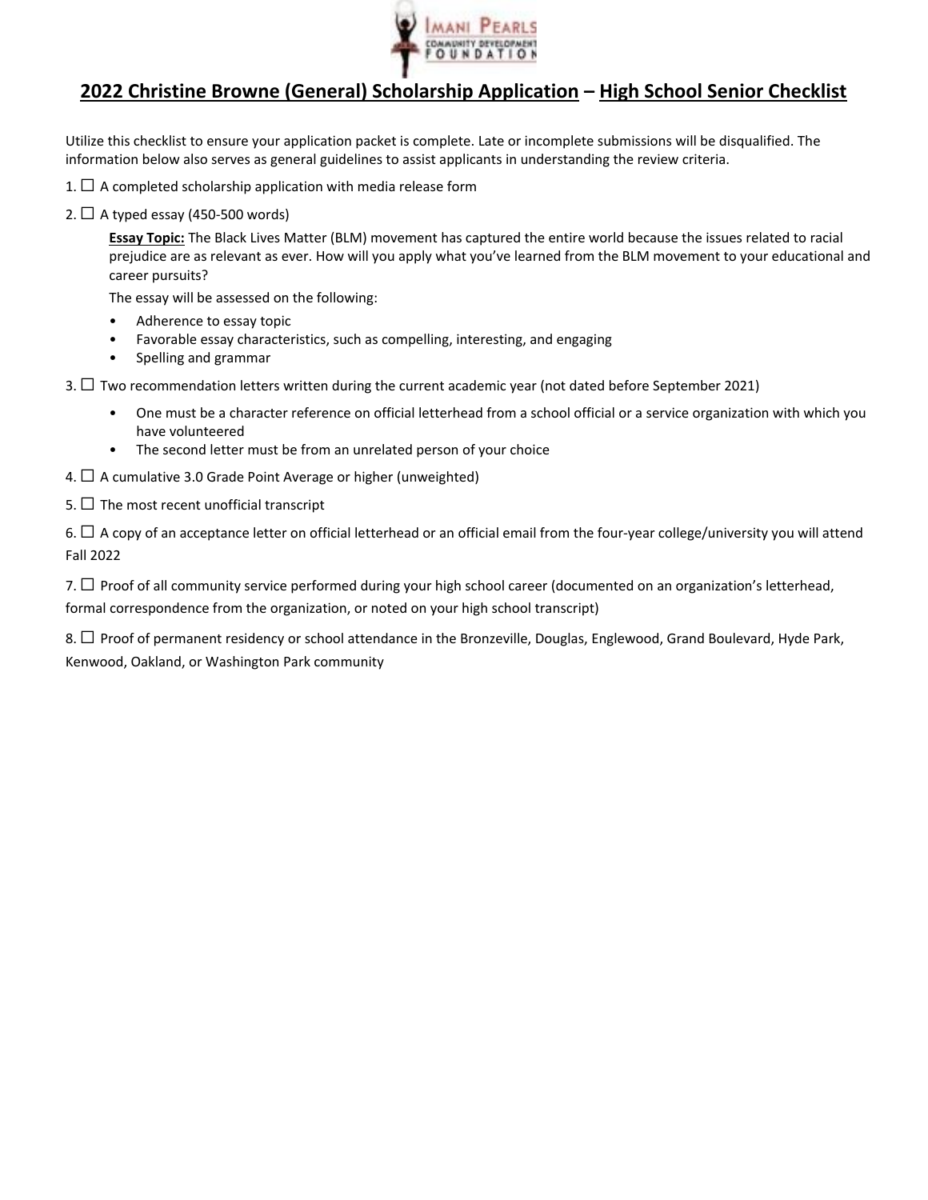# 2022 Christine Browne (General) Scholarship Application – High School Senior Checklist

Utilize this checklist to ensure your application packet is complete. Late or incomplete submissions will be disqualified. The information below also serves as general guidelines to assist applicants in understanding the review criteria.

1. ☐ A completed scholarship application with media release form

2. ☐ A typed essay (450-500 words)

   **Essay Topic:** The Black Lives Matter (BLM) movement has captured the entire world because the issues related to racial prejudice are as relevant as ever. How will you apply what you've learned from the BLM movement to your educational and career pursuits?

   The essay will be assessed on the following:

   - Adherence to essay topic
   - Favorable essay characteristics, such as compelling, interesting, and engaging
   - Spelling and grammar

3. ☐ Two recommendation letters written during the current academic year (not dated before September 2021)

   - One must be a character reference on official letterhead from a school official or a service organization with which you have volunteered
   - The second letter must be from an unrelated person of your choice

4. ☐ A cumulative 3.0 Grade Point Average or higher (unweighted)

5. ☐ The most recent unofficial transcript

6. ☐ A copy of an acceptance letter on official letterhead or an official email from the four-year college/university you will attend Fall 2022

7. ☐ Proof of all community service performed during your high school career (documented on an organization's letterhead, formal correspondence from the organization, or noted on your high school transcript)

8. ☐ Proof of permanent residency or school attendance in the Bronzeville, Douglas, Englewood, Grand Boulevard, Hyde Park, Kenwood, Oakland, or Washington Park community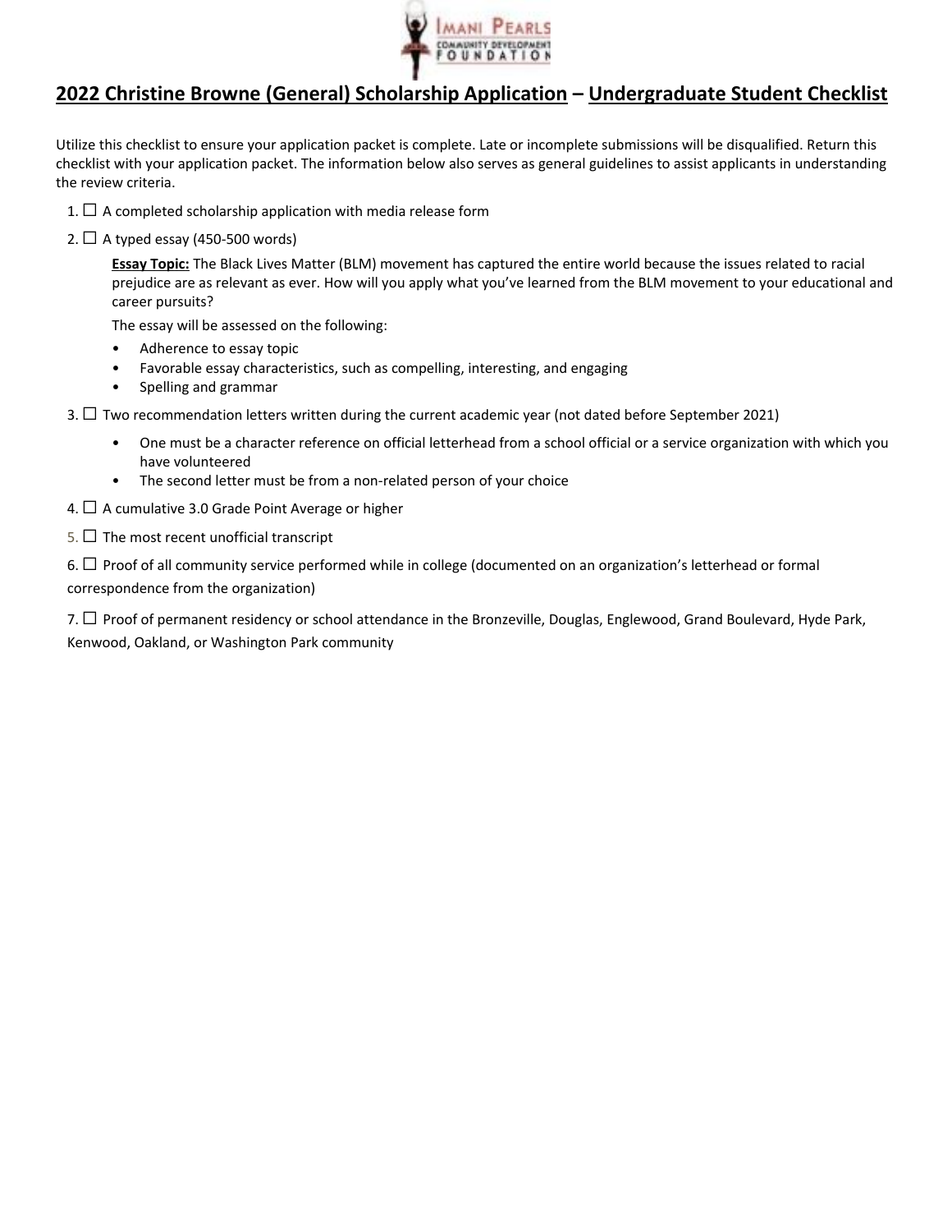# 2022 Christine Browne (General) Scholarship Application – Undergraduate Student Checklist

Utilize this checklist to ensure your application packet is complete. Late or incomplete submissions will be disqualified. Return this checklist with your application packet. The information below also serves as general guidelines to assist applicants in understanding the review criteria.

1. ☐ A completed scholarship application with media release form
2. ☐ A typed essay (450-500 words)

   **Essay Topic:** The Black Lives Matter (BLM) movement has captured the entire world because the issues related to racial prejudice are as relevant as ever. How will you apply what you've learned from the BLM movement to your educational and career pursuits?

   The essay will be assessed on the following:

   - Adherence to essay topic
   - Favorable essay characteristics, such as compelling, interesting, and engaging
   - Spelling and grammar

3. ☐ Two recommendation letters written during the current academic year (not dated before September 2021)
   - One must be a character reference on official letterhead from a school official or a service organization with which you have volunteered
   - The second letter must be from a non-related person of your choice
4. ☐ A cumulative 3.0 Grade Point Average or higher
5. ☐ The most recent unofficial transcript
6. ☐ Proof of all community service performed while in college (documented on an organization's letterhead or formal correspondence from the organization)
7. ☐ Proof of permanent residency or school attendance in the Bronzeville, Douglas, Englewood, Grand Boulevard, Hyde Park, Kenwood, Oakland, or Washington Park community